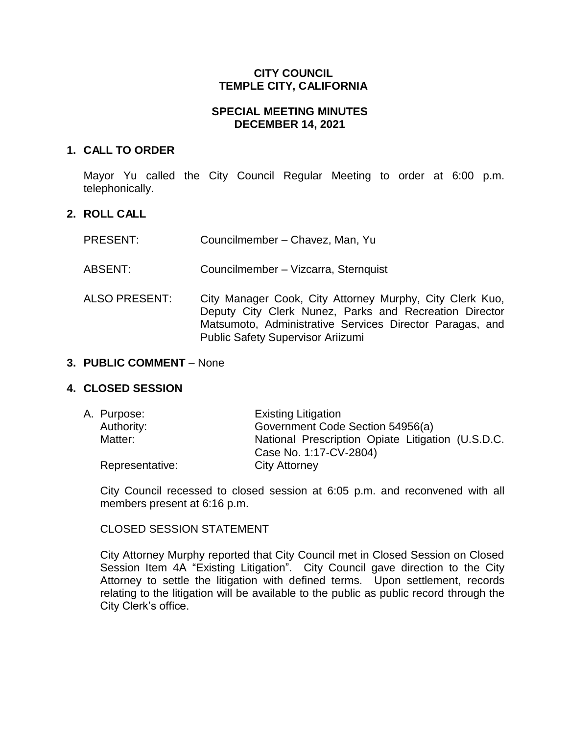**CITY COUNCIL**
**TEMPLE CITY, CALIFORNIA**

**SPECIAL MEETING MINUTES**
**DECEMBER 14, 2021**

## 1. CALL TO ORDER

Mayor Yu called the City Council Regular Meeting to order at 6:00 p.m. telephonically.

## 2. ROLL CALL

PRESENT: Councilmember – Chavez, Man, Yu

ABSENT: Councilmember – Vizcarra, Sternquist

ALSO PRESENT: City Manager Cook, City Attorney Murphy, City Clerk Kuo, Deputy City Clerk Nunez, Parks and Recreation Director Matsumoto, Administrative Services Director Paragas, and Public Safety Supervisor Ariizumi

## 3. PUBLIC COMMENT – None

## 4. CLOSED SESSION

A. Purpose: Existing Litigation
Authority: Government Code Section 54956(a)
Matter: National Prescription Opiate Litigation (U.S.D.C. Case No. 1:17-CV-2804)
Representative: City Attorney

City Council recessed to closed session at 6:05 p.m. and reconvened with all members present at 6:16 p.m.

CLOSED SESSION STATEMENT

City Attorney Murphy reported that City Council met in Closed Session on Closed Session Item 4A "Existing Litigation". City Council gave direction to the City Attorney to settle the litigation with defined terms. Upon settlement, records relating to the litigation will be available to the public as public record through the City Clerk's office.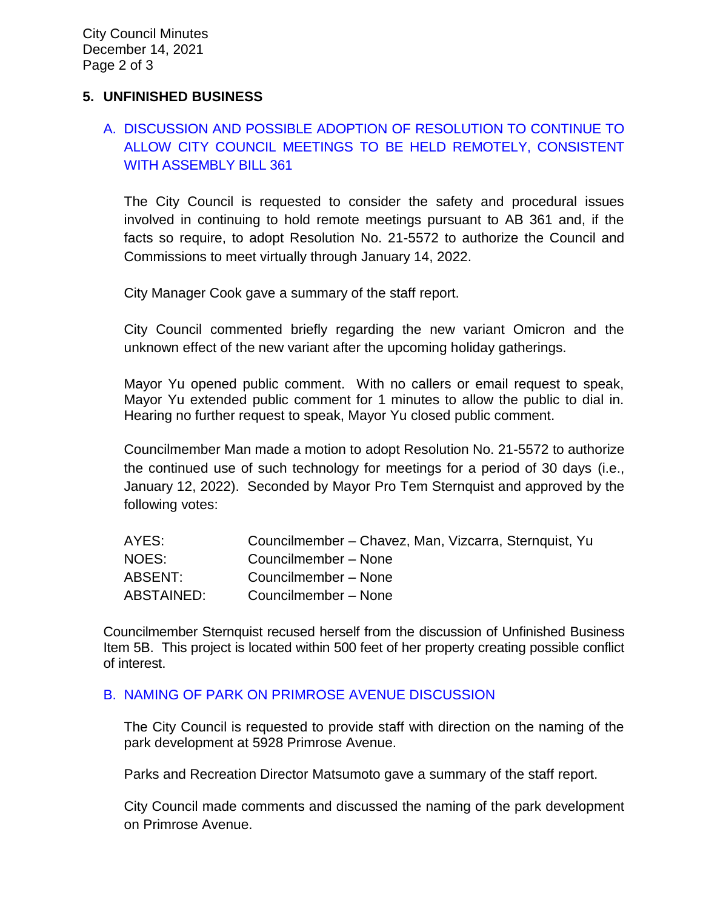## 5. UNFINISHED BUSINESS

### A. DISCUSSION AND POSSIBLE ADOPTION OF RESOLUTION TO CONTINUE TO ALLOW CITY COUNCIL MEETINGS TO BE HELD REMOTELY, CONSISTENT WITH ASSEMBLY BILL 361

The City Council is requested to consider the safety and procedural issues involved in continuing to hold remote meetings pursuant to AB 361 and, if the facts so require, to adopt Resolution No. 21-5572 to authorize the Council and Commissions to meet virtually through January 14, 2022.

City Manager Cook gave a summary of the staff report.

City Council commented briefly regarding the new variant Omicron and the unknown effect of the new variant after the upcoming holiday gatherings.

Mayor Yu opened public comment. With no callers or email request to speak, Mayor Yu extended public comment for 1 minutes to allow the public to dial in. Hearing no further request to speak, Mayor Yu closed public comment.

Councilmember Man made a motion to adopt Resolution No. 21-5572 to authorize the continued use of such technology for meetings for a period of 30 days (i.e., January 12, 2022). Seconded by Mayor Pro Tem Sternquist and approved by the following votes:

| | |
|---|---|
| AYES: | Councilmember – Chavez, Man, Vizcarra, Sternquist, Yu |
| NOES: | Councilmember – None |
| ABSENT: | Councilmember – None |
| ABSTAINED: | Councilmember – None |

Councilmember Sternquist recused herself from the discussion of Unfinished Business Item 5B. This project is located within 500 feet of her property creating possible conflict of interest.

### B. NAMING OF PARK ON PRIMROSE AVENUE DISCUSSION

The City Council is requested to provide staff with direction on the naming of the park development at 5928 Primrose Avenue.

Parks and Recreation Director Matsumoto gave a summary of the staff report.

City Council made comments and discussed the naming of the park development on Primrose Avenue.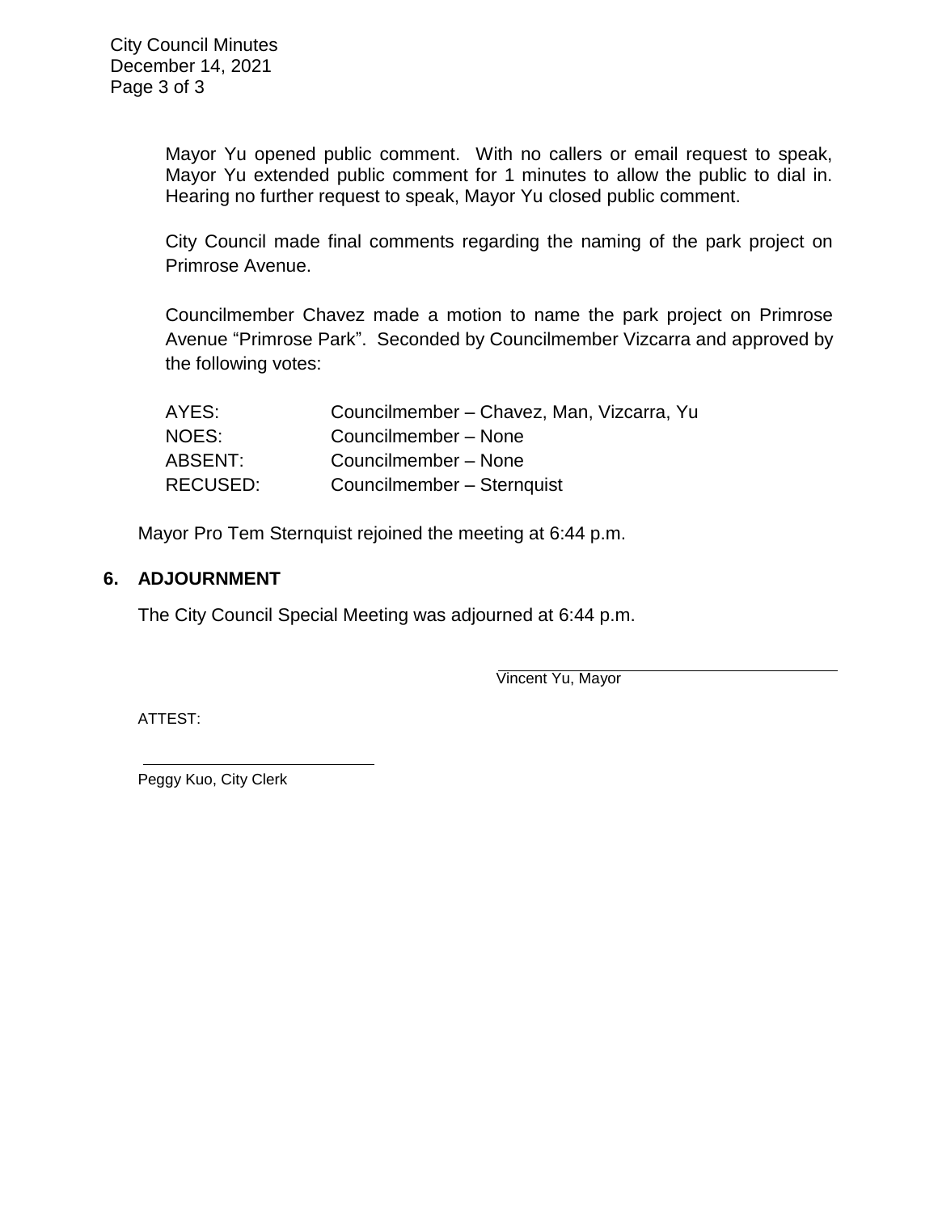Mayor Yu opened public comment. With no callers or email request to speak, Mayor Yu extended public comment for 1 minutes to allow the public to dial in. Hearing no further request to speak, Mayor Yu closed public comment.

City Council made final comments regarding the naming of the park project on Primrose Avenue.

Councilmember Chavez made a motion to name the park project on Primrose Avenue "Primrose Park". Seconded by Councilmember Vizcarra and approved by the following votes:

| | |
|---|---|
| AYES: | Councilmember – Chavez, Man, Vizcarra, Yu |
| NOES: | Councilmember – None |
| ABSENT: | Councilmember – None |
| RECUSED: | Councilmember – Sternquist |

Mayor Pro Tem Sternquist rejoined the meeting at 6:44 p.m.

## 6. ADJOURNMENT

The City Council Special Meeting was adjourned at 6:44 p.m.

Vincent Yu, Mayor

ATTEST:

Peggy Kuo, City Clerk